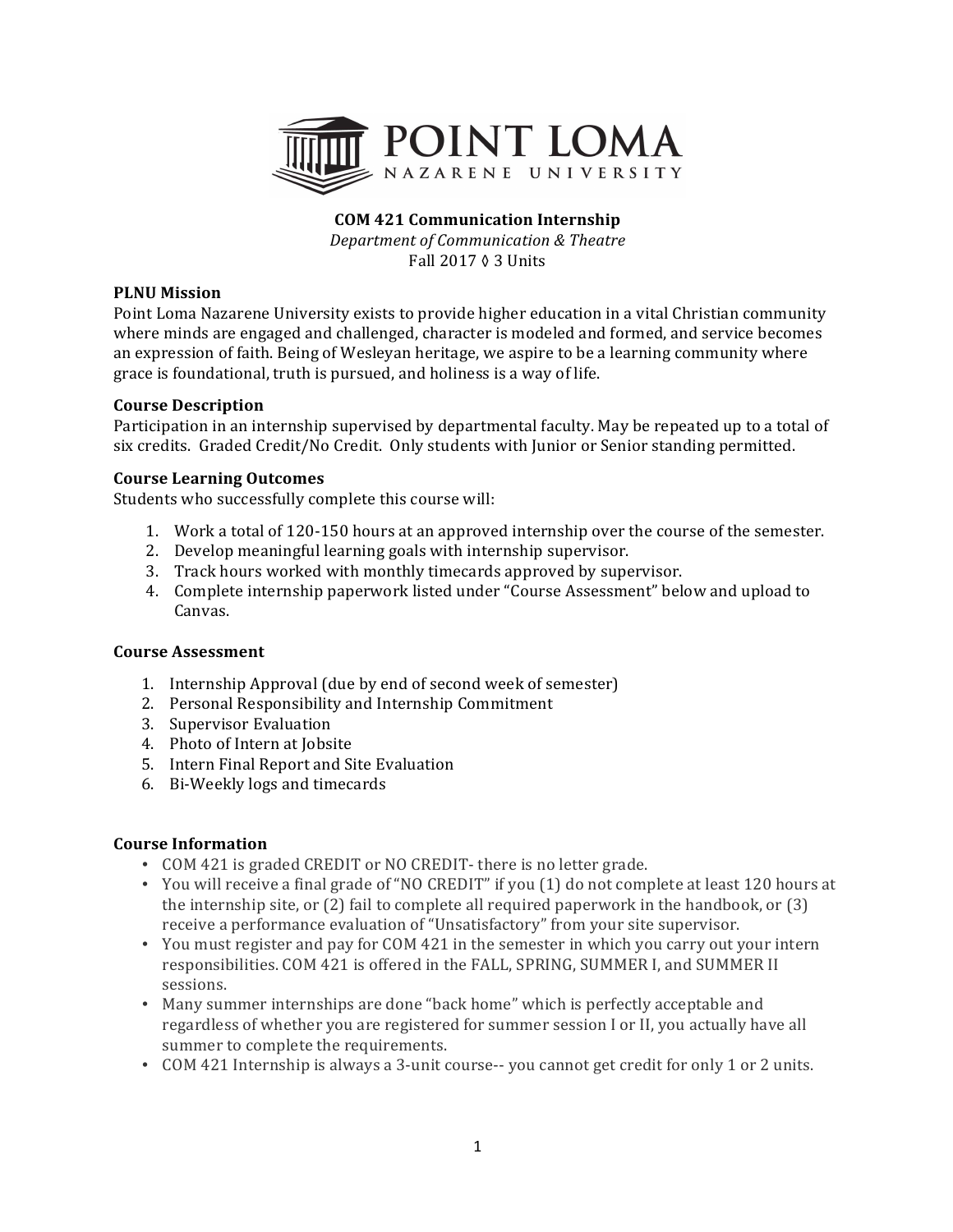**POINT LOMA NAZARENE UNIVERSITY**

**COM 421 Communication Internship**

*Department of Communication & Theatre*

Fall 2017 ◊ 3 Units

### PLNU Mission

Point Loma Nazarene University exists to provide higher education in a vital Christian community where minds are engaged and challenged, character is modeled and formed, and service becomes an expression of faith. Being of Wesleyan heritage, we aspire to be a learning community where grace is foundational, truth is pursued, and holiness is a way of life.

### Course Description

Participation in an internship supervised by departmental faculty. May be repeated up to a total of six credits. Graded Credit/No Credit. Only students with Junior or Senior standing permitted.

### Course Learning Outcomes

Students who successfully complete this course will:

1. Work a total of 120-150 hours at an approved internship over the course of the semester.
2. Develop meaningful learning goals with internship supervisor.
3. Track hours worked with monthly timecards approved by supervisor.
4. Complete internship paperwork listed under "Course Assessment" below and upload to Canvas.

### Course Assessment

1. Internship Approval (due by end of second week of semester)
2. Personal Responsibility and Internship Commitment
3. Supervisor Evaluation
4. Photo of Intern at Jobsite
5. Intern Final Report and Site Evaluation
6. Bi-Weekly logs and timecards

### Course Information

- COM 421 is graded CREDIT or NO CREDIT- there is no letter grade.
- You will receive a final grade of "NO CREDIT" if you (1) do not complete at least 120 hours at the internship site, or (2) fail to complete all required paperwork in the handbook, or (3) receive a performance evaluation of "Unsatisfactory" from your site supervisor.
- You must register and pay for COM 421 in the semester in which you carry out your intern responsibilities. COM 421 is offered in the FALL, SPRING, SUMMER I, and SUMMER II sessions.
- Many summer internships are done "back home" which is perfectly acceptable and regardless of whether you are registered for summer session I or II, you actually have all summer to complete the requirements.
- COM 421 Internship is always a 3-unit course-- you cannot get credit for only 1 or 2 units.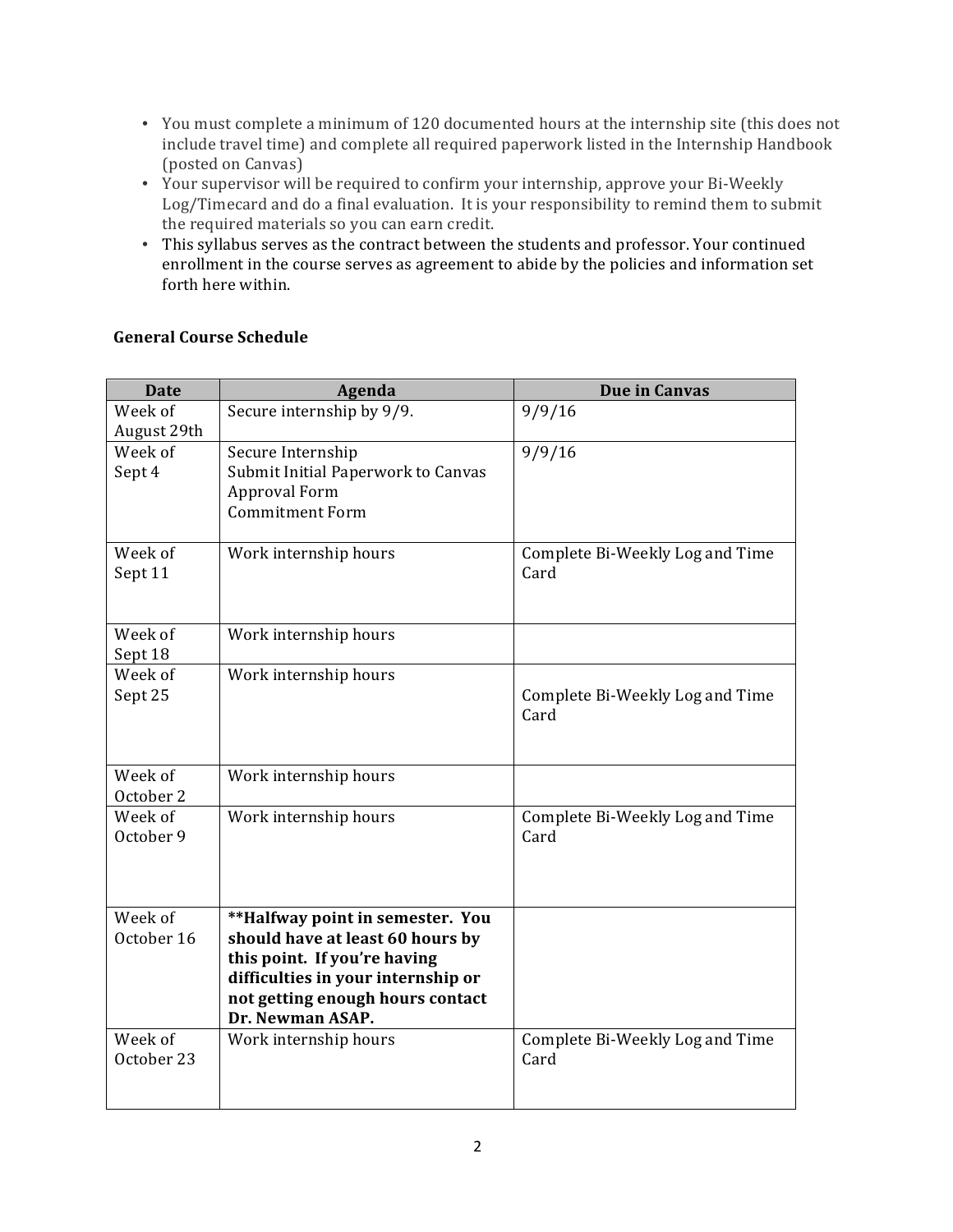- You must complete a minimum of 120 documented hours at the internship site (this does not include travel time) and complete all required paperwork listed in the Internship Handbook (posted on Canvas)
- Your supervisor will be required to confirm your internship, approve your Bi-Weekly Log/Timecard and do a final evaluation. It is your responsibility to remind them to submit the required materials so you can earn credit.
- This syllabus serves as the contract between the students and professor. Your continued enrollment in the course serves as agreement to abide by the policies and information set forth here within.

**General Course Schedule**

| Date | Agenda | Due in Canvas |
|---|---|---|
| Week of August 29th | Secure internship by 9/9. | 9/9/16 |
| Week of Sept 4 | Secure Internship<br>Submit Initial Paperwork to Canvas<br>Approval Form<br>Commitment Form | 9/9/16 |
| Week of Sept 11 | Work internship hours | Complete Bi-Weekly Log and Time Card |
| Week of Sept 18 | Work internship hours | |
| Week of Sept 25 | Work internship hours | Complete Bi-Weekly Log and Time Card |
| Week of October 2 | Work internship hours | |
| Week of October 9 | Work internship hours | Complete Bi-Weekly Log and Time Card |
| Week of October 16 | **\*\*Halfway point in semester. You should have at least 60 hours by this point. If you're having difficulties in your internship or not getting enough hours contact Dr. Newman ASAP.** | |
| Week of October 23 | Work internship hours | Complete Bi-Weekly Log and Time Card |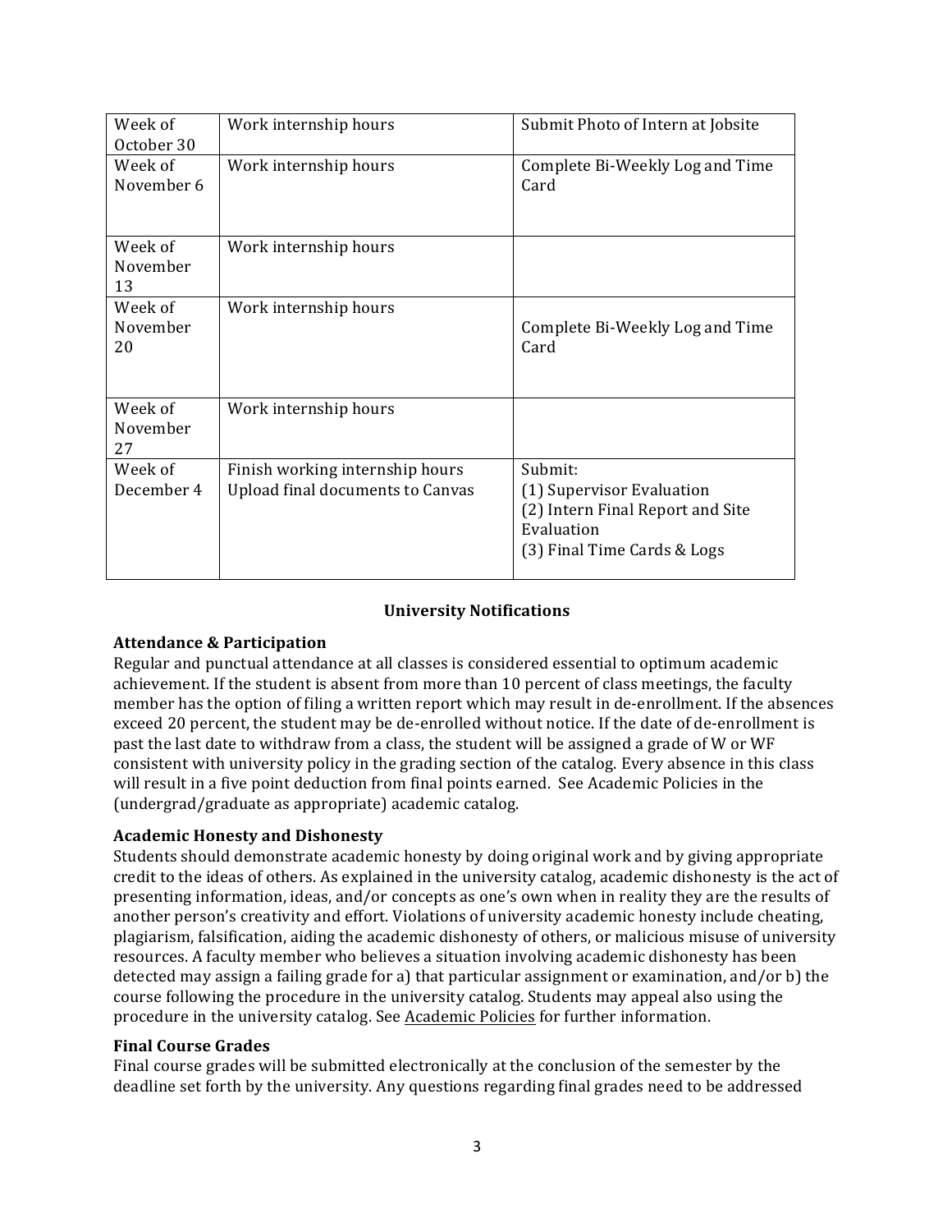| Week of October 30 | Work internship hours | Submit Photo of Intern at Jobsite |
|---|---|---|
| Week of November 6 | Work internship hours | Complete Bi-Weekly Log and Time Card |
| Week of November 13 | Work internship hours | |
| Week of November 20 | Work internship hours | Complete Bi-Weekly Log and Time Card |
| Week of November 27 | Work internship hours | |
| Week of December 4 | Finish working internship hours<br>Upload final documents to Canvas | Submit:<br>(1) Supervisor Evaluation<br>(2) Intern Final Report and Site Evaluation<br>(3) Final Time Cards & Logs |

## University Notifications

### Attendance & Participation

Regular and punctual attendance at all classes is considered essential to optimum academic achievement. If the student is absent from more than 10 percent of class meetings, the faculty member has the option of filing a written report which may result in de-enrollment. If the absences exceed 20 percent, the student may be de-enrolled without notice. If the date of de-enrollment is past the last date to withdraw from a class, the student will be assigned a grade of W or WF consistent with university policy in the grading section of the catalog. Every absence in this class will result in a five point deduction from final points earned. See Academic Policies in the (undergrad/graduate as appropriate) academic catalog.

### Academic Honesty and Dishonesty

Students should demonstrate academic honesty by doing original work and by giving appropriate credit to the ideas of others. As explained in the university catalog, academic dishonesty is the act of presenting information, ideas, and/or concepts as one's own when in reality they are the results of another person's creativity and effort. Violations of university academic honesty include cheating, plagiarism, falsification, aiding the academic dishonesty of others, or malicious misuse of university resources. A faculty member who believes a situation involving academic dishonesty has been detected may assign a failing grade for a) that particular assignment or examination, and/or b) the course following the procedure in the university catalog. Students may appeal also using the procedure in the university catalog. See Academic Policies for further information.

### Final Course Grades

Final course grades will be submitted electronically at the conclusion of the semester by the deadline set forth by the university. Any questions regarding final grades need to be addressed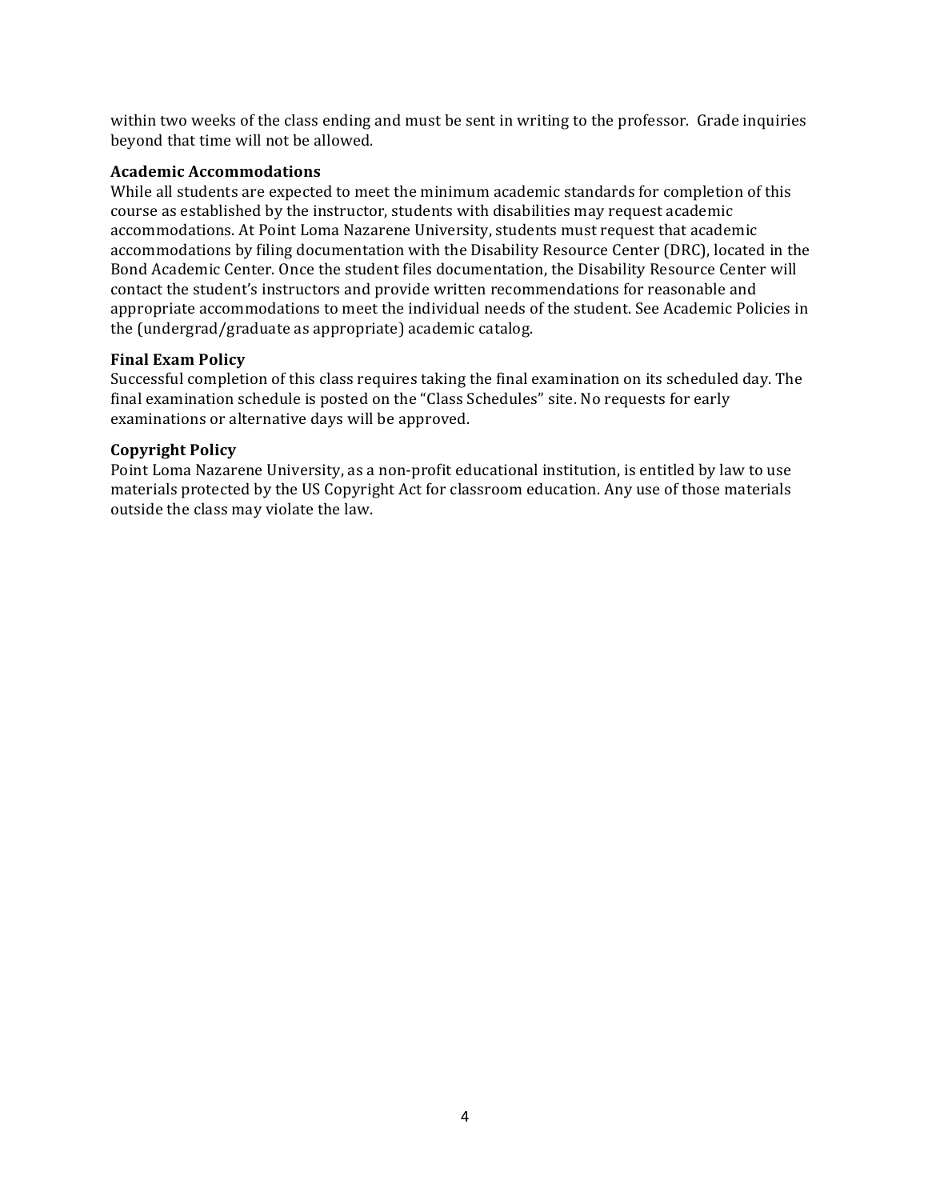within two weeks of the class ending and must be sent in writing to the professor. Grade inquiries beyond that time will not be allowed.

**Academic Accommodations**

While all students are expected to meet the minimum academic standards for completion of this course as established by the instructor, students with disabilities may request academic accommodations. At Point Loma Nazarene University, students must request that academic accommodations by filing documentation with the Disability Resource Center (DRC), located in the Bond Academic Center. Once the student files documentation, the Disability Resource Center will contact the student's instructors and provide written recommendations for reasonable and appropriate accommodations to meet the individual needs of the student. See Academic Policies in the (undergrad/graduate as appropriate) academic catalog.

**Final Exam Policy**

Successful completion of this class requires taking the final examination on its scheduled day. The final examination schedule is posted on the "Class Schedules" site. No requests for early examinations or alternative days will be approved.

**Copyright Policy**

Point Loma Nazarene University, as a non-profit educational institution, is entitled by law to use materials protected by the US Copyright Act for classroom education. Any use of those materials outside the class may violate the law.